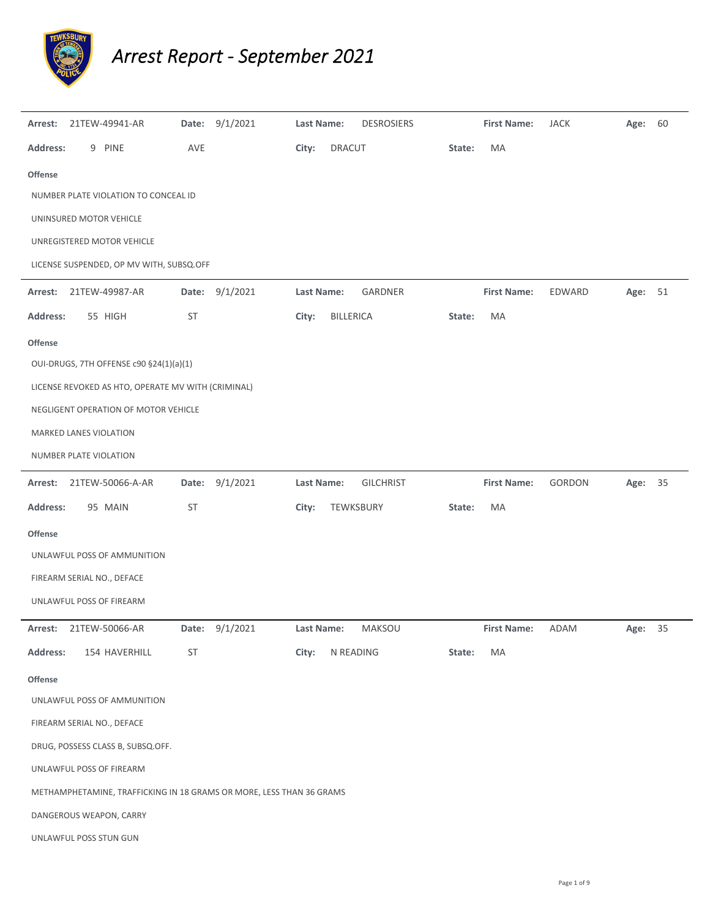# *Arrest Report - September 2021*

**Arrest:** 21TEW-49941-AR **Date:** 9/1/2021 **Last Name:** DESROSIERS **First Name:** JACK **Age:** 60

**Address:** 9 PINE AVE **City:** DRACUT **State:** MA

**Offense**

NUMBER PLATE VIOLATION TO CONCEAL ID

UNINSURED MOTOR VEHICLE

UNREGISTERED MOTOR VEHICLE

LICENSE SUSPENDED, OP MV WITH, SUBSQ.OFF

---

**Arrest:** 21TEW-49987-AR **Date:** 9/1/2021 **Last Name:** GARDNER **First Name:** EDWARD **Age:** 51

**Address:** 55 HIGH ST **City:** BILLERICA **State:** MA

**Offense**

OUI-DRUGS, 7TH OFFENSE c90 §24(1)(a)(1)

LICENSE REVOKED AS HTO, OPERATE MV WITH (CRIMINAL)

NEGLIGENT OPERATION OF MOTOR VEHICLE

MARKED LANES VIOLATION

NUMBER PLATE VIOLATION

---

**Arrest:** 21TEW-50066-A-AR **Date:** 9/1/2021 **Last Name:** GILCHRIST **First Name:** GORDON **Age:** 35

**Address:** 95 MAIN ST **City:** TEWKSBURY **State:** MA

**Offense**

UNLAWFUL POSS OF AMMUNITION

FIREARM SERIAL NO., DEFACE

UNLAWFUL POSS OF FIREARM

---

**Arrest:** 21TEW-50066-AR **Date:** 9/1/2021 **Last Name:** MAKSOU **First Name:** ADAM **Age:** 35

**Address:** 154 HAVERHILL ST **City:** N READING **State:** MA

**Offense**

UNLAWFUL POSS OF AMMUNITION

FIREARM SERIAL NO., DEFACE

DRUG, POSSESS CLASS B, SUBSQ.OFF.

UNLAWFUL POSS OF FIREARM

METHAMPHETAMINE, TRAFFICKING IN 18 GRAMS OR MORE, LESS THAN 36 GRAMS

DANGEROUS WEAPON, CARRY

UNLAWFUL POSS STUN GUN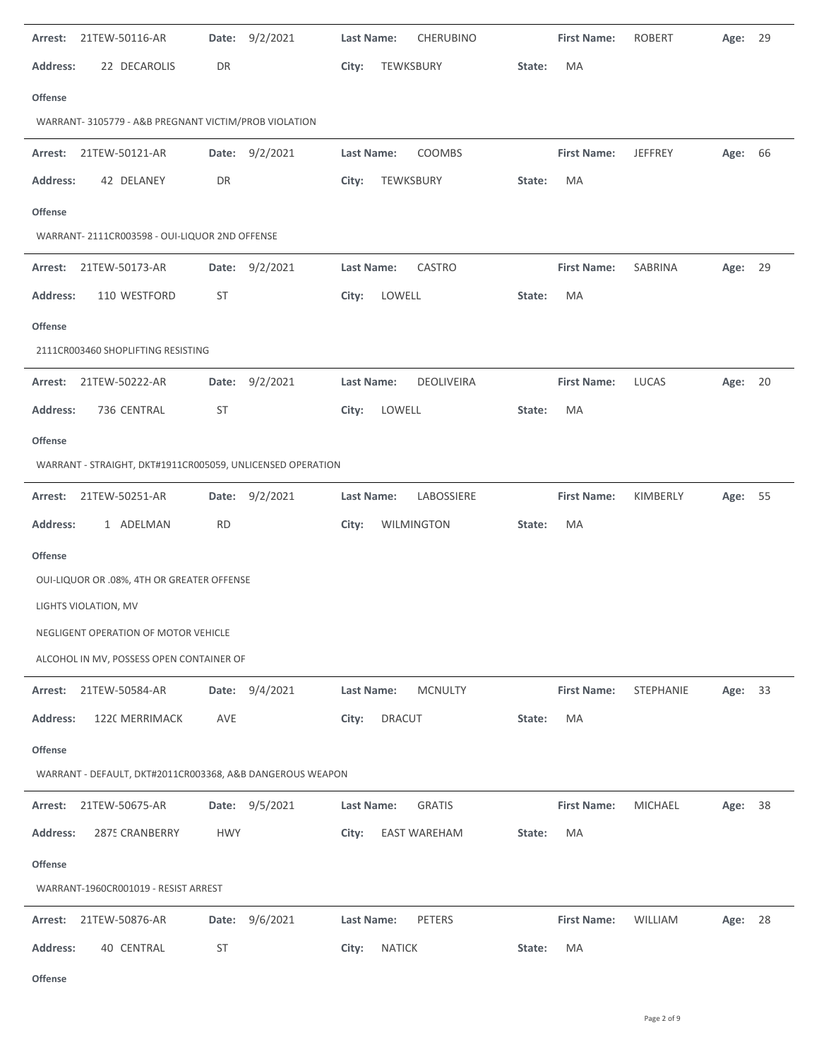**Arrest:** 21TEW-50116-AR **Date:** 9/2/2021 **Last Name:** CHERUBINO **First Name:** ROBERT **Age:** 29

**Address:** 22 DECAROLIS DR **City:** TEWKSBURY **State:** MA

**Offense**

WARRANT- 3105779 - A&B PREGNANT VICTIM/PROB VIOLATION

---

**Arrest:** 21TEW-50121-AR **Date:** 9/2/2021 **Last Name:** COOMBS **First Name:** JEFFREY **Age:** 66

**Address:** 42 DELANEY DR **City:** TEWKSBURY **State:** MA

**Offense**

WARRANT- 2111CR003598 - OUI-LIQUOR 2ND OFFENSE

---

**Arrest:** 21TEW-50173-AR **Date:** 9/2/2021 **Last Name:** CASTRO **First Name:** SABRINA **Age:** 29

**Address:** 110 WESTFORD ST **City:** LOWELL **State:** MA

**Offense**

2111CR003460 SHOPLIFTING RESISTING

---

**Arrest:** 21TEW-50222-AR **Date:** 9/2/2021 **Last Name:** DEOLIVEIRA **First Name:** LUCAS **Age:** 20

**Address:** 736 CENTRAL ST **City:** LOWELL **State:** MA

**Offense**

WARRANT - STRAIGHT, DKT#1911CR005059, UNLICENSED OPERATION

---

**Arrest:** 21TEW-50251-AR **Date:** 9/2/2021 **Last Name:** LABOSSIERE **First Name:** KIMBERLY **Age:** 55

**Address:** 1 ADELMAN RD **City:** WILMINGTON **State:** MA

**Offense**

OUI-LIQUOR OR .08%, 4TH OR GREATER OFFENSE

LIGHTS VIOLATION, MV

NEGLIGENT OPERATION OF MOTOR VEHICLE

ALCOHOL IN MV, POSSESS OPEN CONTAINER OF

---

**Arrest:** 21TEW-50584-AR **Date:** 9/4/2021 **Last Name:** MCNULTY **First Name:** STEPHANIE **Age:** 33

**Address:** 122( MERRIMACK AVE **City:** DRACUT **State:** MA

**Offense**

WARRANT - DEFAULT, DKT#2011CR003368, A&B DANGEROUS WEAPON

---

**Arrest:** 21TEW-50675-AR **Date:** 9/5/2021 **Last Name:** GRATIS **First Name:** MICHAEL **Age:** 38

**Address:** 287! CRANBERRY HWY **City:** EAST WAREHAM **State:** MA

**Offense**

WARRANT-1960CR001019 - RESIST ARREST

---

**Arrest:** 21TEW-50876-AR **Date:** 9/6/2021 **Last Name:** PETERS **First Name:** WILLIAM **Age:** 28

**Address:** 40 CENTRAL ST **City:** NATICK **State:** MA

**Offense**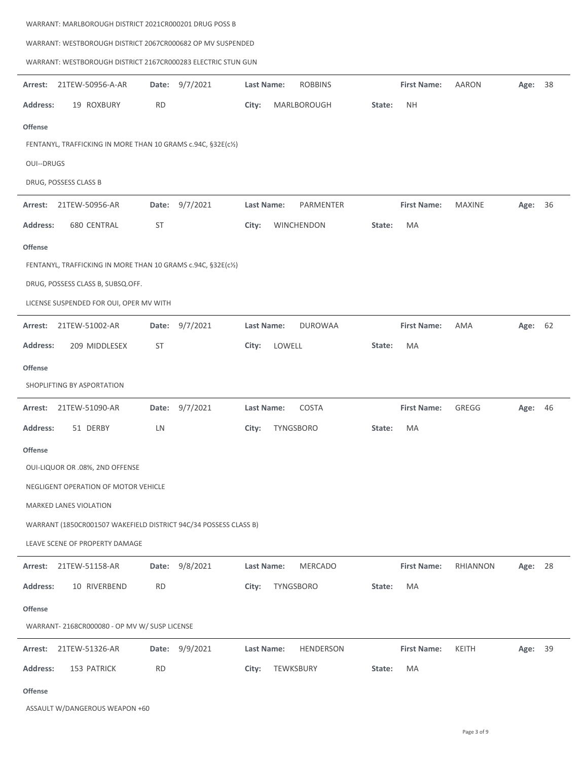WARRANT: MARLBOROUGH DISTRICT 2021CR000201 DRUG POSS B

WARRANT: WESTBOROUGH DISTRICT 2067CR000682 OP MV SUSPENDED

WARRANT: WESTBOROUGH DISTRICT 2167CR000283 ELECTRIC STUN GUN

---

**Arrest:** 21TEW-50956-A-AR **Date:** 9/7/2021 **Last Name:** ROBBINS **First Name:** AARON **Age:** 38

**Address:** 19 ROXBURY RD **City:** MARLBOROUGH **State:** NH

**Offense**

FENTANYL, TRAFFICKING IN MORE THAN 10 GRAMS c.94C, §32E(c½)

OUI--DRUGS

DRUG, POSSESS CLASS B

---

**Arrest:** 21TEW-50956-AR **Date:** 9/7/2021 **Last Name:** PARMENTER **First Name:** MAXINE **Age:** 36

**Address:** 680 CENTRAL ST **City:** WINCHENDON **State:** MA

**Offense**

FENTANYL, TRAFFICKING IN MORE THAN 10 GRAMS c.94C, §32E(c½)

DRUG, POSSESS CLASS B, SUBSQ.OFF.

LICENSE SUSPENDED FOR OUI, OPER MV WITH

---

**Arrest:** 21TEW-51002-AR **Date:** 9/7/2021 **Last Name:** DUROWAA **First Name:** AMA **Age:** 62

**Address:** 209 MIDDLESEX ST **City:** LOWELL **State:** MA

**Offense**

SHOPLIFTING BY ASPORTATION

---

**Arrest:** 21TEW-51090-AR **Date:** 9/7/2021 **Last Name:** COSTA **First Name:** GREGG **Age:** 46

**Address:** 51 DERBY LN **City:** TYNGSBORO **State:** MA

**Offense**

OUI-LIQUOR OR .08%, 2ND OFFENSE

NEGLIGENT OPERATION OF MOTOR VEHICLE

MARKED LANES VIOLATION

WARRANT (1850CR001507 WAKEFIELD DISTRICT 94C/34 POSSESS CLASS B)

LEAVE SCENE OF PROPERTY DAMAGE

---

**Arrest:** 21TEW-51158-AR **Date:** 9/8/2021 **Last Name:** MERCADO **First Name:** RHIANNON **Age:** 28

**Address:** 10 RIVERBEND RD **City:** TYNGSBORO **State:** MA

**Offense**

WARRANT- 2168CR000080 - OP MV W/ SUSP LICENSE

---

**Arrest:** 21TEW-51326-AR **Date:** 9/9/2021 **Last Name:** HENDERSON **First Name:** KEITH **Age:** 39

**Address:** 153 PATRICK RD **City:** TEWKSBURY **State:** MA

**Offense**

ASSAULT W/DANGEROUS WEAPON +60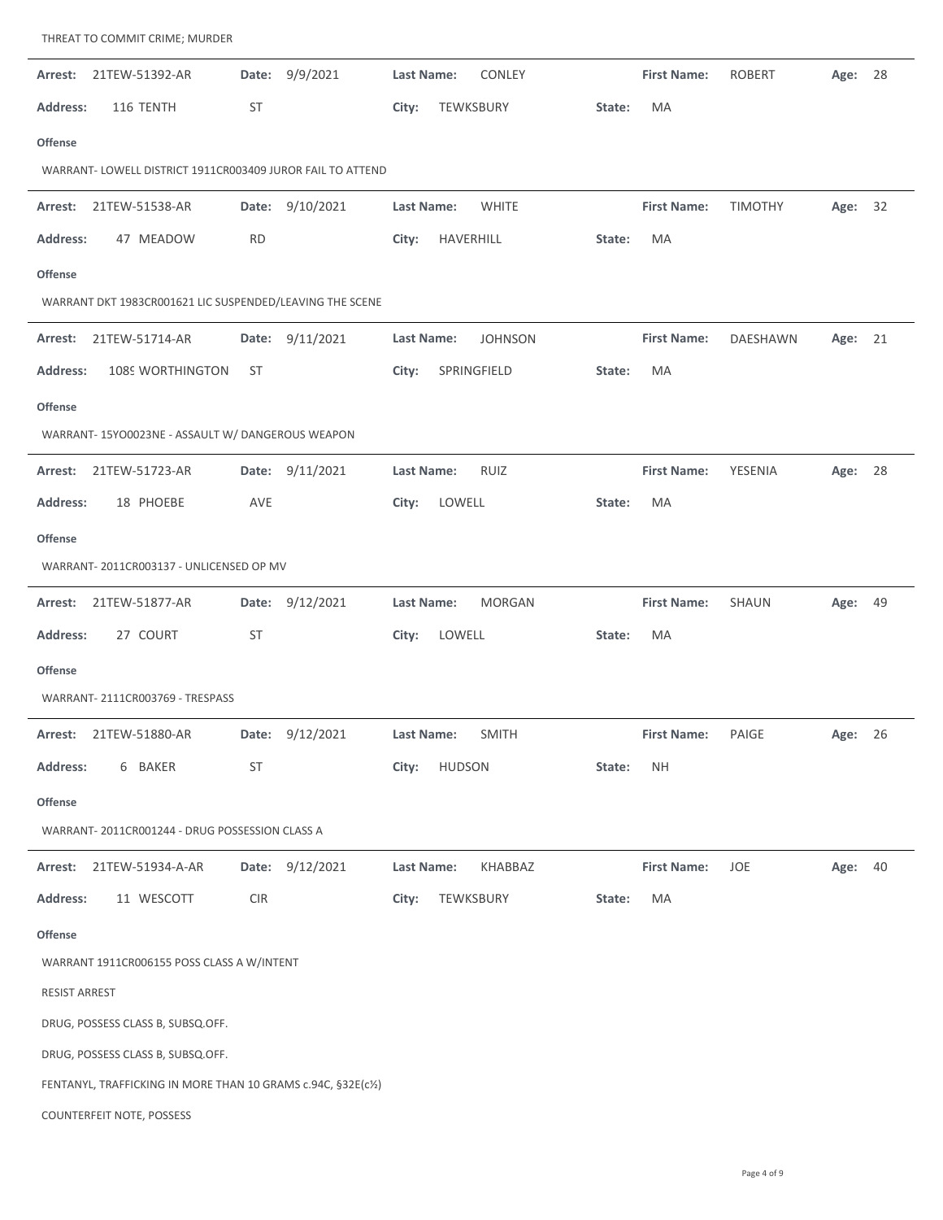THREAT TO COMMIT CRIME; MURDER

---

**Arrest:** 21TEW-51392-AR **Date:** 9/9/2021 **Last Name:** CONLEY **First Name:** ROBERT **Age:** 28

**Address:** 116 TENTH ST **City:** TEWKSBURY **State:** MA

**Offense**

WARRANT- LOWELL DISTRICT 1911CR003409 JUROR FAIL TO ATTEND

---

**Arrest:** 21TEW-51538-AR **Date:** 9/10/2021 **Last Name:** WHITE **First Name:** TIMOTHY **Age:** 32

**Address:** 47 MEADOW RD **City:** HAVERHILL **State:** MA

**Offense**

WARRANT DKT 1983CR001621 LIC SUSPENDED/LEAVING THE SCENE

---

**Arrest:** 21TEW-51714-AR **Date:** 9/11/2021 **Last Name:** JOHNSON **First Name:** DAESHAWN **Age:** 21

**Address:** 1089 WORTHINGTON ST **City:** SPRINGFIELD **State:** MA

**Offense**

WARRANT- 15YO0023NE - ASSAULT W/ DANGEROUS WEAPON

---

**Arrest:** 21TEW-51723-AR **Date:** 9/11/2021 **Last Name:** RUIZ **First Name:** YESENIA **Age:** 28

**Address:** 18 PHOEBE AVE **City:** LOWELL **State:** MA

**Offense**

WARRANT- 2011CR003137 - UNLICENSED OP MV

---

**Arrest:** 21TEW-51877-AR **Date:** 9/12/2021 **Last Name:** MORGAN **First Name:** SHAUN **Age:** 49

**Address:** 27 COURT ST **City:** LOWELL **State:** MA

**Offense**

WARRANT- 2111CR003769 - TRESPASS

---

**Arrest:** 21TEW-51880-AR **Date:** 9/12/2021 **Last Name:** SMITH **First Name:** PAIGE **Age:** 26

**Address:** 6 BAKER ST **City:** HUDSON **State:** NH

**Offense**

WARRANT- 2011CR001244 - DRUG POSSESSION CLASS A

---

**Arrest:** 21TEW-51934-A-AR **Date:** 9/12/2021 **Last Name:** KHABBAZ **First Name:** JOE **Age:** 40

**Address:** 11 WESCOTT CIR **City:** TEWKSBURY **State:** MA

**Offense**

WARRANT 1911CR006155 POSS CLASS A W/INTENT

RESIST ARREST

DRUG, POSSESS CLASS B, SUBSQ.OFF.

DRUG, POSSESS CLASS B, SUBSQ.OFF.

FENTANYL, TRAFFICKING IN MORE THAN 10 GRAMS c.94C, §32E(c½)

COUNTERFEIT NOTE, POSSESS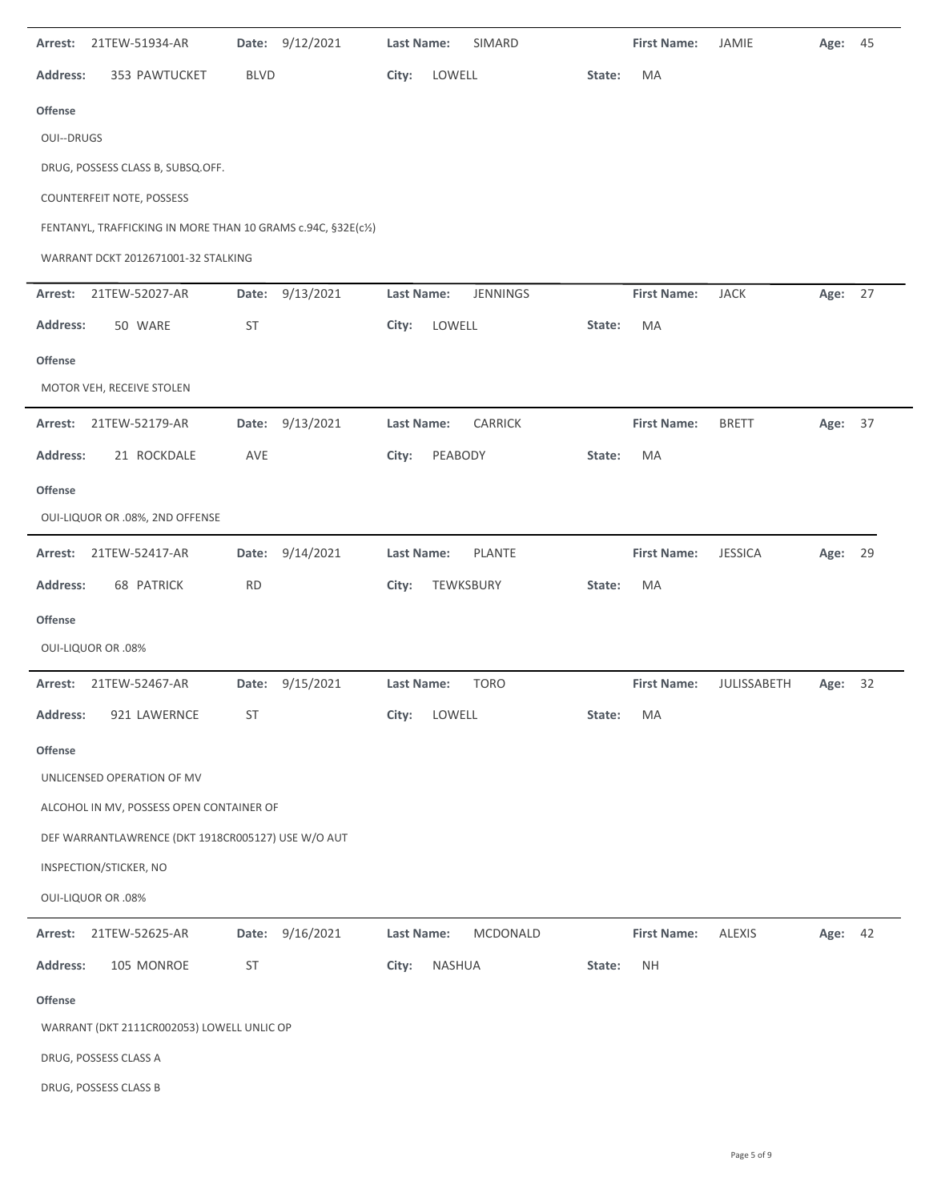**Arrest:** 21TEW-51934-AR **Date:** 9/12/2021 **Last Name:** SIMARD **First Name:** JAMIE **Age:** 45

**Address:** 353 PAWTUCKET BLVD **City:** LOWELL **State:** MA

**Offense**

OUI--DRUGS

DRUG, POSSESS CLASS B, SUBSQ.OFF.

COUNTERFEIT NOTE, POSSESS

FENTANYL, TRAFFICKING IN MORE THAN 10 GRAMS c.94C, §32E(c½)

WARRANT DCKT 2012671001-32 STALKING

---

**Arrest:** 21TEW-52027-AR **Date:** 9/13/2021 **Last Name:** JENNINGS **First Name:** JACK **Age:** 27

**Address:** 50 WARE ST **City:** LOWELL **State:** MA

**Offense**

MOTOR VEH, RECEIVE STOLEN

---

**Arrest:** 21TEW-52179-AR **Date:** 9/13/2021 **Last Name:** CARRICK **First Name:** BRETT **Age:** 37

**Address:** 21 ROCKDALE AVE **City:** PEABODY **State:** MA

**Offense**

OUI-LIQUOR OR .08%, 2ND OFFENSE

---

**Arrest:** 21TEW-52417-AR **Date:** 9/14/2021 **Last Name:** PLANTE **First Name:** JESSICA **Age:** 29

**Address:** 68 PATRICK RD **City:** TEWKSBURY **State:** MA

**Offense**

OUI-LIQUOR OR .08%

---

**Arrest:** 21TEW-52467-AR **Date:** 9/15/2021 **Last Name:** TORO **First Name:** JULISSABETH **Age:** 32

**Address:** 921 LAWERNCE ST **City:** LOWELL **State:** MA

**Offense**

UNLICENSED OPERATION OF MV

ALCOHOL IN MV, POSSESS OPEN CONTAINER OF

DEF WARRANTLAWRENCE (DKT 1918CR005127) USE W/O AUT

INSPECTION/STICKER, NO

OUI-LIQUOR OR .08%

---

**Arrest:** 21TEW-52625-AR **Date:** 9/16/2021 **Last Name:** MCDONALD **First Name:** ALEXIS **Age:** 42

**Address:** 105 MONROE ST **City:** NASHUA **State:** NH

**Offense**

WARRANT (DKT 2111CR002053) LOWELL UNLIC OP

DRUG, POSSESS CLASS A

DRUG, POSSESS CLASS B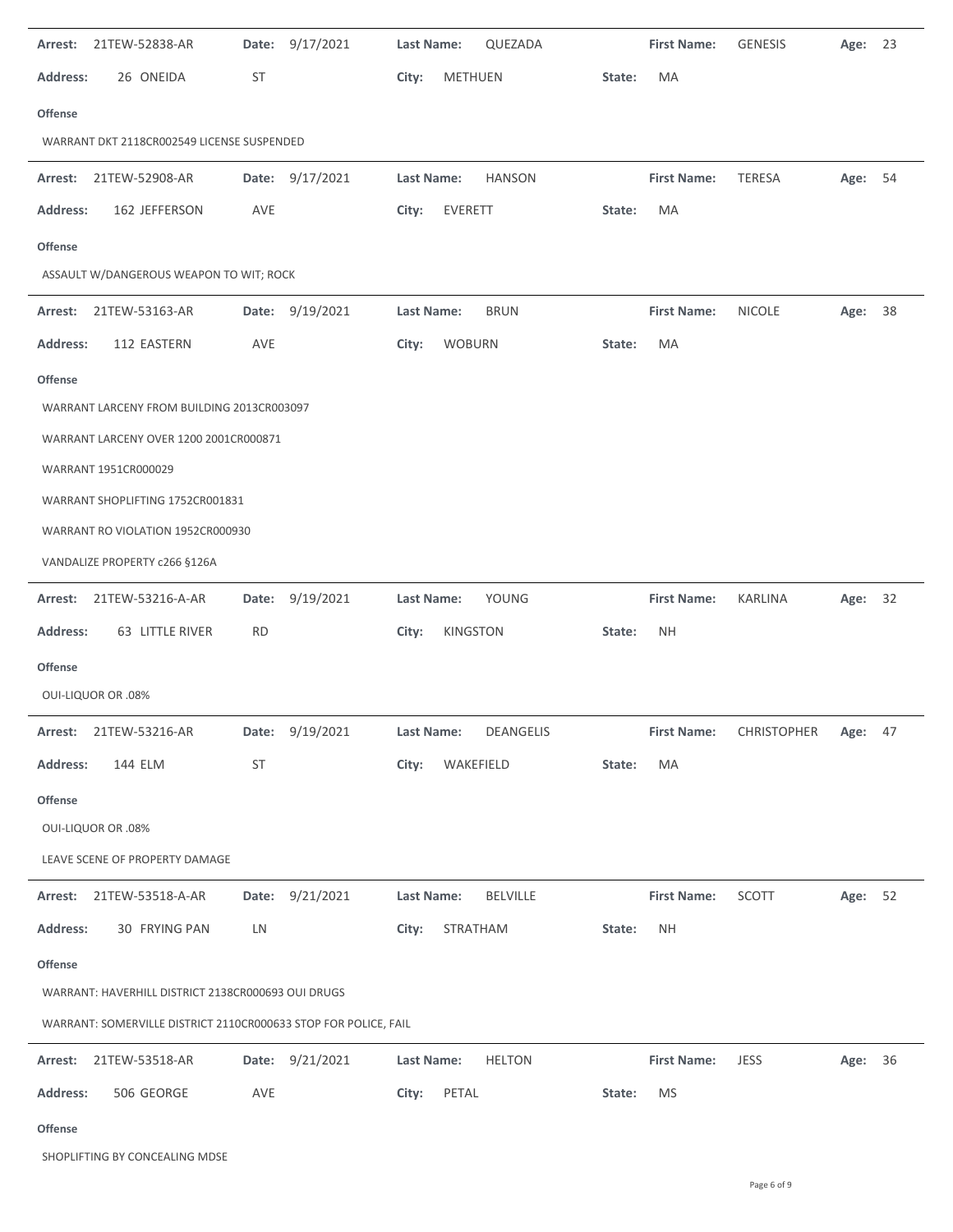**Arrest:** 21TEW-52838-AR **Date:** 9/17/2021 **Last Name:** QUEZADA **First Name:** GENESIS **Age:** 23

**Address:** 26 ONEIDA ST **City:** METHUEN **State:** MA

**Offense**

WARRANT DKT 2118CR002549 LICENSE SUSPENDED

---

**Arrest:** 21TEW-52908-AR **Date:** 9/17/2021 **Last Name:** HANSON **First Name:** TERESA **Age:** 54

**Address:** 162 JEFFERSON AVE **City:** EVERETT **State:** MA

**Offense**

ASSAULT W/DANGEROUS WEAPON TO WIT; ROCK

---

**Arrest:** 21TEW-53163-AR **Date:** 9/19/2021 **Last Name:** BRUN **First Name:** NICOLE **Age:** 38

**Address:** 112 EASTERN AVE **City:** WOBURN **State:** MA

**Offense**

WARRANT LARCENY FROM BUILDING 2013CR003097

WARRANT LARCENY OVER 1200 2001CR000871

WARRANT 1951CR000029

WARRANT SHOPLIFTING 1752CR001831

WARRANT RO VIOLATION 1952CR000930

VANDALIZE PROPERTY c266 §126A

---

**Arrest:** 21TEW-53216-A-AR **Date:** 9/19/2021 **Last Name:** YOUNG **First Name:** KARLINA **Age:** 32

**Address:** 63 LITTLE RIVER RD **City:** KINGSTON **State:** NH

**Offense**

OUI-LIQUOR OR .08%

---

**Arrest:** 21TEW-53216-AR **Date:** 9/19/2021 **Last Name:** DEANGELIS **First Name:** CHRISTOPHER **Age:** 47

**Address:** 144 ELM ST **City:** WAKEFIELD **State:** MA

**Offense**

OUI-LIQUOR OR .08%

LEAVE SCENE OF PROPERTY DAMAGE

---

**Arrest:** 21TEW-53518-A-AR **Date:** 9/21/2021 **Last Name:** BELVILLE **First Name:** SCOTT **Age:** 52

**Address:** 30 FRYING PAN LN **City:** STRATHAM **State:** NH

**Offense**

WARRANT: HAVERHILL DISTRICT 2138CR000693 OUI DRUGS

WARRANT: SOMERVILLE DISTRICT 2110CR000633 STOP FOR POLICE, FAIL

---

**Arrest:** 21TEW-53518-AR **Date:** 9/21/2021 **Last Name:** HELTON **First Name:** JESS **Age:** 36

**Address:** 506 GEORGE AVE **City:** PETAL **State:** MS

**Offense**

SHOPLIFTING BY CONCEALING MDSE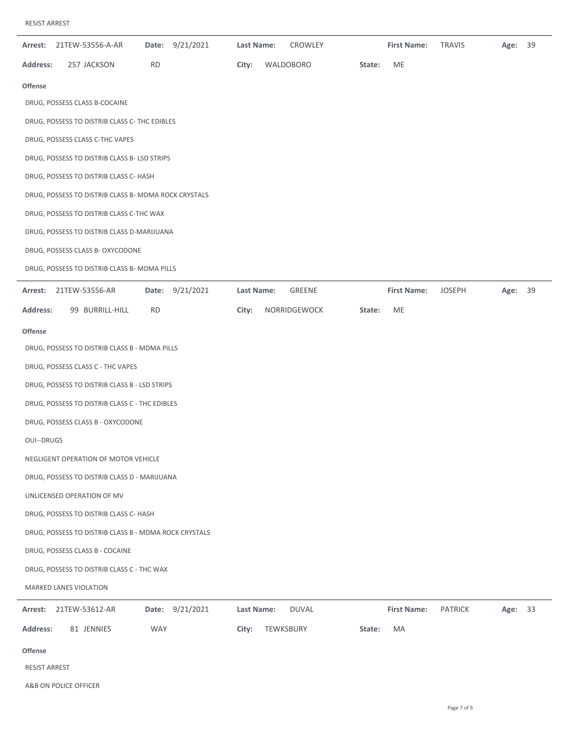RESIST ARREST

| Arrest: | 21TEW-53556-A-AR | Date: | 9/21/2021 | Last Name: | CROWLEY | First Name: | TRAVIS | Age: | 39 |
|---|---|---|---|---|---|---|---|---|---|
| Address: | 257 JACKSON | RD | | City: | WALDOBORO | State: | ME | | |

**Offense**

DRUG, POSSESS CLASS B-COCAINE

DRUG, POSSESS TO DISTRIB CLASS C- THC EDIBLES

DRUG, POSSESS CLASS C-THC VAPES

DRUG, POSSESS TO DISTRIB CLASS B- LSD STRIPS

DRUG, POSSESS TO DISTRIB CLASS C- HASH

DRUG, POSSESS TO DISTRIB CLASS B- MDMA ROCK CRYSTALS

DRUG, POSSESS TO DISTRIB CLASS C-THC WAX

DRUG, POSSESS TO DISTRIB CLASS D-MARIJUANA

DRUG, POSSESS CLASS B- OXYCODONE

DRUG, POSSESS TO DISTRIB CLASS B- MDMA PILLS

| Arrest: | 21TEW-53556-AR | Date: | 9/21/2021 | Last Name: | GREENE | First Name: | JOSEPH | Age: | 39 |
|---|---|---|---|---|---|---|---|---|---|
| Address: | 99 BURRILL-HILL | RD | | City: | NORRIDGEWOCK | State: | ME | | |

**Offense**

DRUG, POSSESS TO DISTRIB CLASS B - MDMA PILLS

DRUG, POSSESS CLASS C - THC VAPES

DRUG, POSSESS TO DISTRIB CLASS B - LSD STRIPS

DRUG, POSSESS TO DISTRIB CLASS C - THC EDIBLES

DRUG, POSSESS CLASS B - OXYCODONE

OUI--DRUGS

NEGLIGENT OPERATION OF MOTOR VEHICLE

DRUG, POSSESS TO DISTRIB CLASS D - MARIJUANA

UNLICENSED OPERATION OF MV

DRUG, POSSESS TO DISTRIB CLASS C- HASH

DRUG, POSSESS TO DISTRIB CLASS B - MDMA ROCK CRYSTALS

DRUG, POSSESS CLASS B - COCAINE

DRUG, POSSESS TO DISTRIB CLASS C - THC WAX

MARKED LANES VIOLATION

| Arrest: | 21TEW-53612-AR | Date: | 9/21/2021 | Last Name: | DUVAL | First Name: | PATRICK | Age: | 33 |
|---|---|---|---|---|---|---|---|---|---|
| Address: | 81 JENNIES | WAY | | City: | TEWKSBURY | State: | MA | | |

**Offense**

RESIST ARREST

A&B ON POLICE OFFICER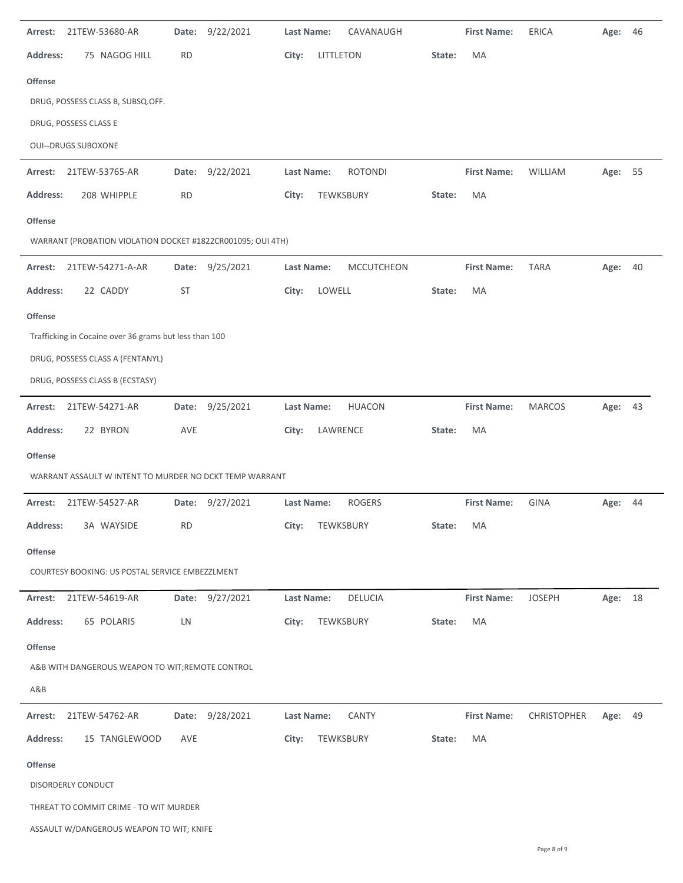**Arrest:** 21TEW-53680-AR **Date:** 9/22/2021 **Last Name:** CAVANAUGH **First Name:** ERICA **Age:** 46

**Address:** 75 NAGOG HILL RD **City:** LITTLETON **State:** MA

**Offense**

DRUG, POSSESS CLASS B, SUBSQ.OFF.

DRUG, POSSESS CLASS E

OUI--DRUGS SUBOXONE

---

**Arrest:** 21TEW-53765-AR **Date:** 9/22/2021 **Last Name:** ROTONDI **First Name:** WILLIAM **Age:** 55

**Address:** 208 WHIPPLE RD **City:** TEWKSBURY **State:** MA

**Offense**

WARRANT (PROBATION VIOLATION DOCKET #1822CR001095; OUI 4TH)

---

**Arrest:** 21TEW-54271-A-AR **Date:** 9/25/2021 **Last Name:** MCCUTCHEON **First Name:** TARA **Age:** 40

**Address:** 22 CADDY ST **City:** LOWELL **State:** MA

**Offense**

Trafficking in Cocaine over 36 grams but less than 100

DRUG, POSSESS CLASS A (FENTANYL)

DRUG, POSSESS CLASS B (ECSTASY)

---

**Arrest:** 21TEW-54271-AR **Date:** 9/25/2021 **Last Name:** HUACON **First Name:** MARCOS **Age:** 43

**Address:** 22 BYRON AVE **City:** LAWRENCE **State:** MA

**Offense**

WARRANT ASSAULT W INTENT TO MURDER NO DCKT TEMP WARRANT

---

**Arrest:** 21TEW-54527-AR **Date:** 9/27/2021 **Last Name:** ROGERS **First Name:** GINA **Age:** 44

**Address:** 3A WAYSIDE RD **City:** TEWKSBURY **State:** MA

**Offense**

COURTESY BOOKING: US POSTAL SERVICE EMBEZZLMENT

---

**Arrest:** 21TEW-54619-AR **Date:** 9/27/2021 **Last Name:** DELUCIA **First Name:** JOSEPH **Age:** 18

**Address:** 65 POLARIS LN **City:** TEWKSBURY **State:** MA

**Offense**

A&B WITH DANGEROUS WEAPON TO WIT;REMOTE CONTROL

A&B

---

**Arrest:** 21TEW-54762-AR **Date:** 9/28/2021 **Last Name:** CANTY **First Name:** CHRISTOPHER **Age:** 49

**Address:** 15 TANGLEWOOD AVE **City:** TEWKSBURY **State:** MA

**Offense**

DISORDERLY CONDUCT

THREAT TO COMMIT CRIME - TO WIT MURDER

ASSAULT W/DANGEROUS WEAPON TO WIT; KNIFE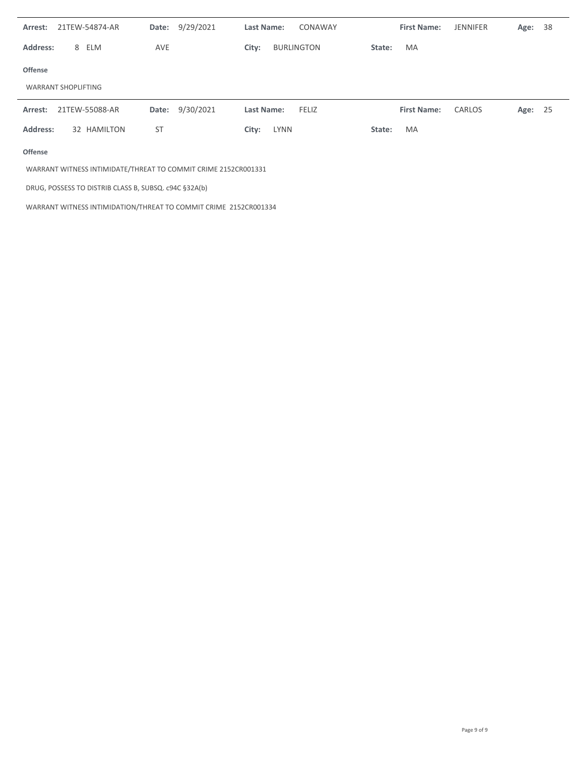**Arrest:** 21TEW-54874-AR **Date:** 9/29/2021 **Last Name:** CONAWAY **First Name:** JENNIFER **Age:** 38

**Address:** 8 ELM AVE **City:** BURLINGTON **State:** MA

**Offense**

WARRANT SHOPLIFTING

---

**Arrest:** 21TEW-55088-AR **Date:** 9/30/2021 **Last Name:** FELIZ **First Name:** CARLOS **Age:** 25

**Address:** 32 HAMILTON ST **City:** LYNN **State:** MA

**Offense**

WARRANT WITNESS INTIMIDATE/THREAT TO COMMIT CRIME 2152CR001331

DRUG, POSSESS TO DISTRIB CLASS B, SUBSQ. c94C §32A(b)

WARRANT WITNESS INTIMIDATION/THREAT TO COMMIT CRIME 2152CR001334